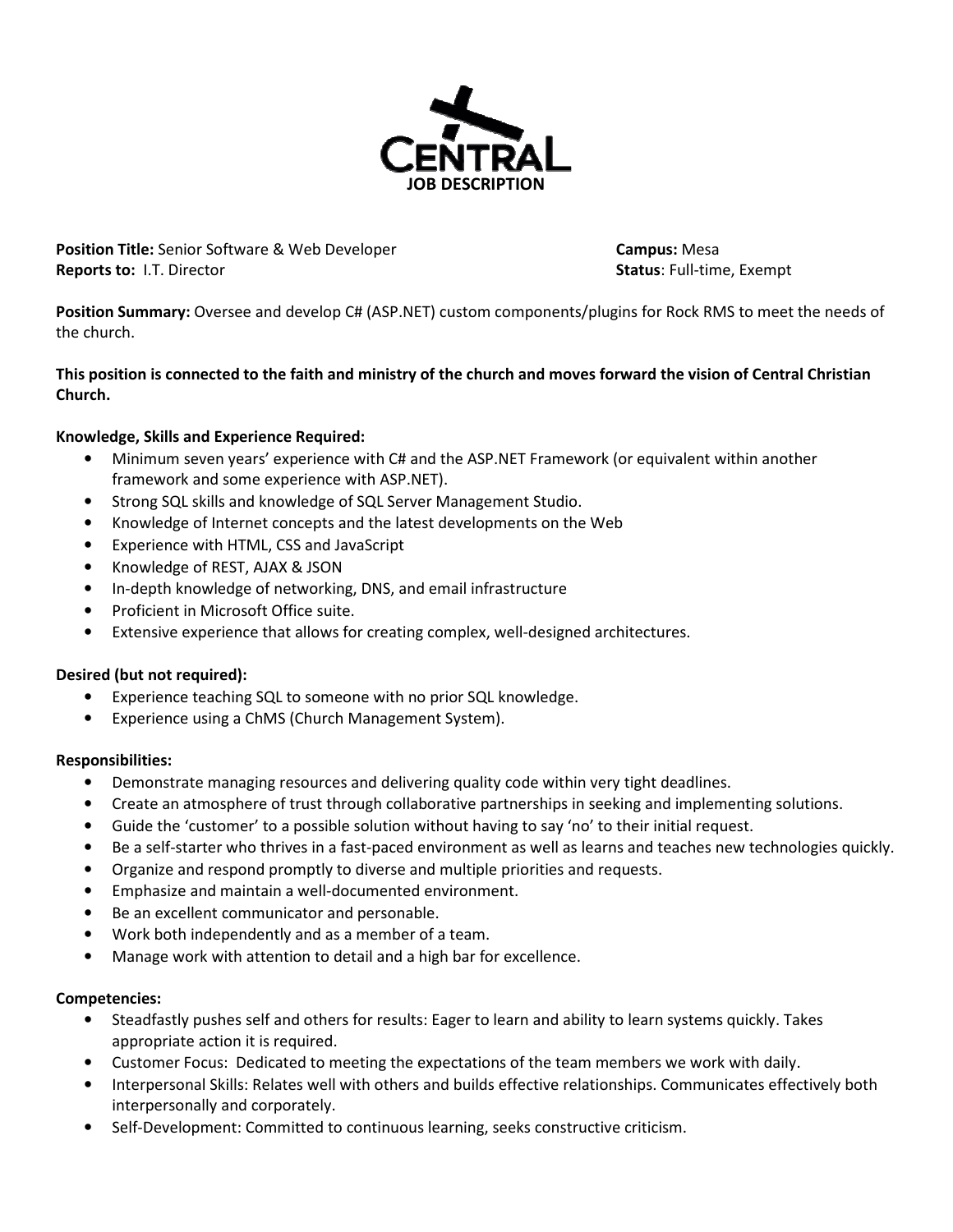# CENTRAL

## JOB DESCRIPTION

**Position Title:** Senior Software & Web Developer
**Campus:** Mesa
**Reports to:** I.T. Director
**Status**: Full-time, Exempt

**Position Summary:** Oversee and develop C# (ASP.NET) custom components/plugins for Rock RMS to meet the needs of the church.

**This position is connected to the faith and ministry of the church and moves forward the vision of Central Christian Church.**

**Knowledge, Skills and Experience Required:**

- Minimum seven years' experience with C# and the ASP.NET Framework (or equivalent within another framework and some experience with ASP.NET).
- Strong SQL skills and knowledge of SQL Server Management Studio.
- Knowledge of Internet concepts and the latest developments on the Web
- Experience with HTML, CSS and JavaScript
- Knowledge of REST, AJAX & JSON
- In-depth knowledge of networking, DNS, and email infrastructure
- Proficient in Microsoft Office suite.
- Extensive experience that allows for creating complex, well-designed architectures.

**Desired (but not required):**

- Experience teaching SQL to someone with no prior SQL knowledge.
- Experience using a ChMS (Church Management System).

**Responsibilities:**

- Demonstrate managing resources and delivering quality code within very tight deadlines.
- Create an atmosphere of trust through collaborative partnerships in seeking and implementing solutions.
- Guide the 'customer' to a possible solution without having to say 'no' to their initial request.
- Be a self-starter who thrives in a fast-paced environment as well as learns and teaches new technologies quickly.
- Organize and respond promptly to diverse and multiple priorities and requests.
- Emphasize and maintain a well-documented environment.
- Be an excellent communicator and personable.
- Work both independently and as a member of a team.
- Manage work with attention to detail and a high bar for excellence.

**Competencies:**

- Steadfastly pushes self and others for results: Eager to learn and ability to learn systems quickly. Takes appropriate action it is required.
- Customer Focus: Dedicated to meeting the expectations of the team members we work with daily.
- Interpersonal Skills: Relates well with others and builds effective relationships. Communicates effectively both interpersonally and corporately.
- Self-Development: Committed to continuous learning, seeks constructive criticism.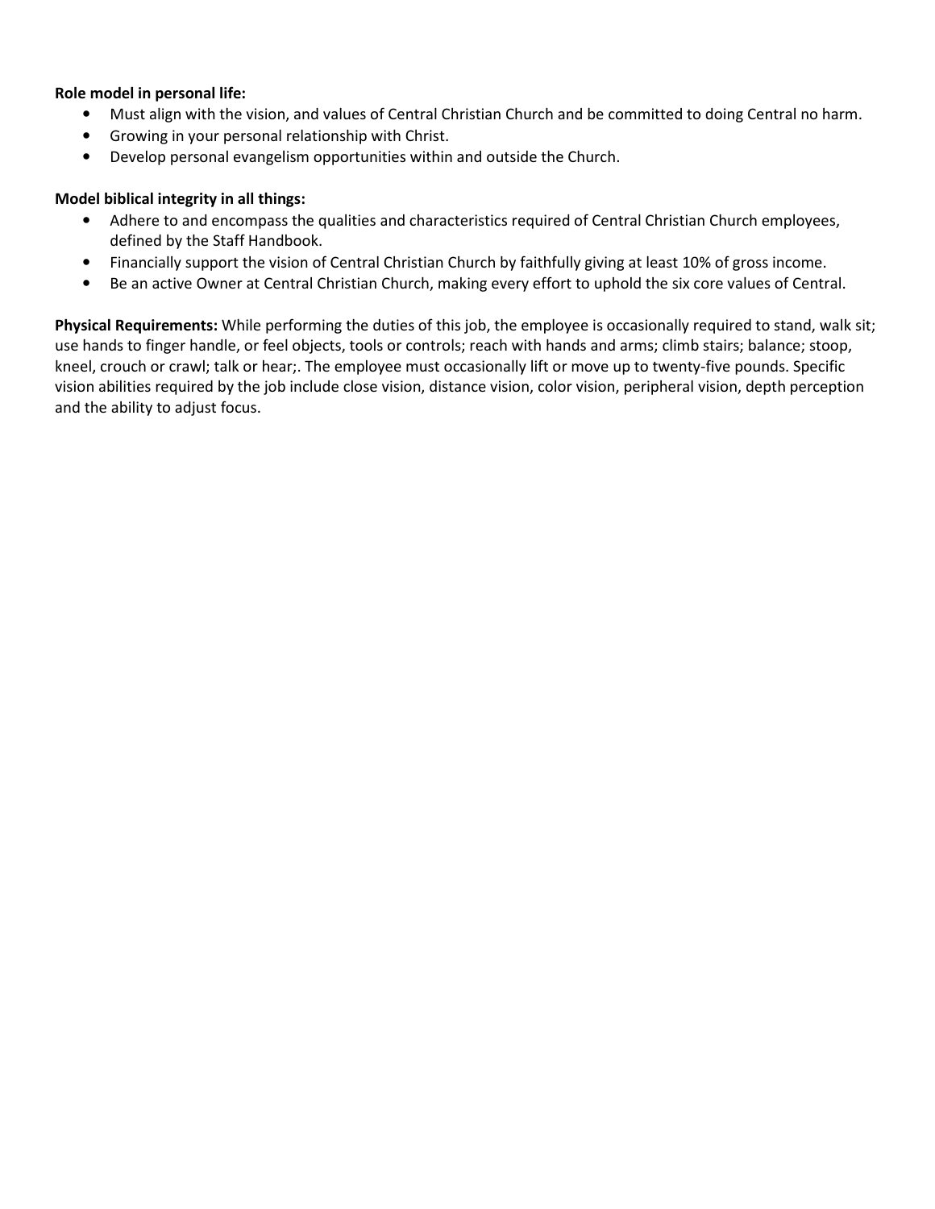**Role model in personal life:**

- Must align with the vision, and values of Central Christian Church and be committed to doing Central no harm.
- Growing in your personal relationship with Christ.
- Develop personal evangelism opportunities within and outside the Church.

**Model biblical integrity in all things:**

- Adhere to and encompass the qualities and characteristics required of Central Christian Church employees, defined by the Staff Handbook.
- Financially support the vision of Central Christian Church by faithfully giving at least 10% of gross income.
- Be an active Owner at Central Christian Church, making every effort to uphold the six core values of Central.

**Physical Requirements:** While performing the duties of this job, the employee is occasionally required to stand, walk sit; use hands to finger handle, or feel objects, tools or controls; reach with hands and arms; climb stairs; balance; stoop, kneel, crouch or crawl; talk or hear;. The employee must occasionally lift or move up to twenty-five pounds. Specific vision abilities required by the job include close vision, distance vision, color vision, peripheral vision, depth perception and the ability to adjust focus.